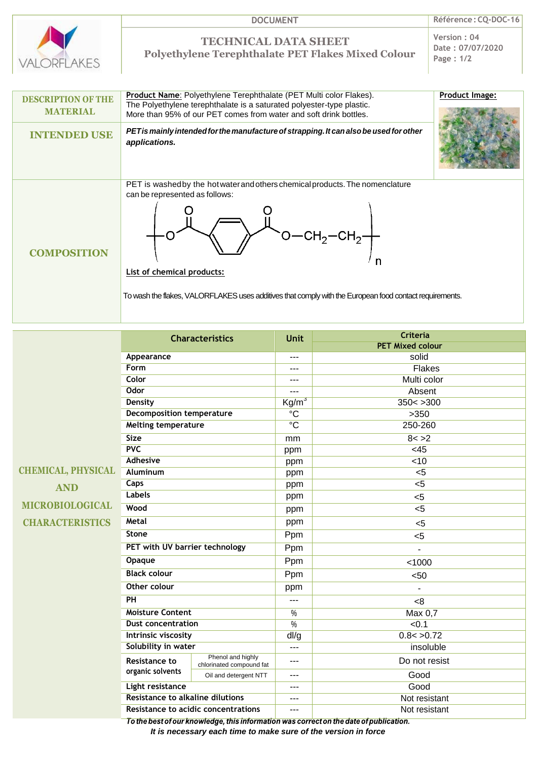DOCUMENT

Référence : CQ-DOC-16

# TECHNICAL DATA SHEET
## Polyethylene Terephthalate PET Flakes Mixed Colour

Version : 04
Date : 07/07/2020

VALORFLAKES

### DESCRIPTION OF THE MATERIAL

**Product Name**: Polyethylene Terephthalate (PET Multi color Flakes).
The Polyethylene terephthalate is a saturated polyester-type plastic.
More than 95% of our PET comes from water and soft drink bottles.

**Product Image:**

### INTENDED USE

***PET is mainly intended for the manufacture of strapping. It can also be used for other applications.***

### COMPOSITION

PET is washed by the hot water and others chemical products. The nomenclature can be represented as follows:

$$\left[ -O-C(=O)-C_6H_4-C(=O)-O-CH_2-CH_2- \right]_n$$

**List of chemical products:**

To wash the flakes, VALORFLAKES uses additives that comply with the European food contact requirements.

### CHEMICAL, PHYSICAL AND MICROBIOLOGICAL CHARACTERISTICS

| Characteristics | | Unit | Criteria PET Mixed colour |
|---|---|---|---|
| Appearance | | --- | solid |
| Form | | --- | Flakes |
| Color | | --- | Multi color |
| Odor | | --- | Absent |
| Density | | $Kg/m^3$ | 350< >300 |
| Decomposition temperature | | °C | >350 |
| Melting temperature | | °C | 250-260 |
| Size | | mm | 8< >2 |
| PVC | | ppm | <45 |
| Adhesive | | ppm | <10 |
| Aluminum | | ppm | <5 |
| Caps | | ppm | <5 |
| Labels | | ppm | <5 |
| Wood | | ppm | <5 |
| Metal | | ppm | <5 |
| Stone | | Ppm | <5 |
| PET with UV barrier technology | | Ppm | - |
| Opaque | | Ppm | <1000 |
| Black colour | | Ppm | <50 |
| Other colour | | ppm | - |
| PH | | --- | <8 |
| Moisture Content | | % | Max 0,7 |
| Dust concentration | | % | <0.1 |
| Intrinsic viscosity | | dl/g | 0.8< >0.72 |
| Solubility in water | | --- | insoluble |
| Resistance to organic solvents | Phenol and highly chlorinated compound fat | --- | Do not resist |
| | Oil and detergent NTT | --- | Good |
| Light resistance | | --- | Good |
| Resistance to alkaline dilutions | | --- | Not resistant |
| Resistance to acidic concentrations | | --- | Not resistant |

***To the best of our knowledge, this information was correct on the date of publication.***
***It is necessary each time to make sure of the version in force***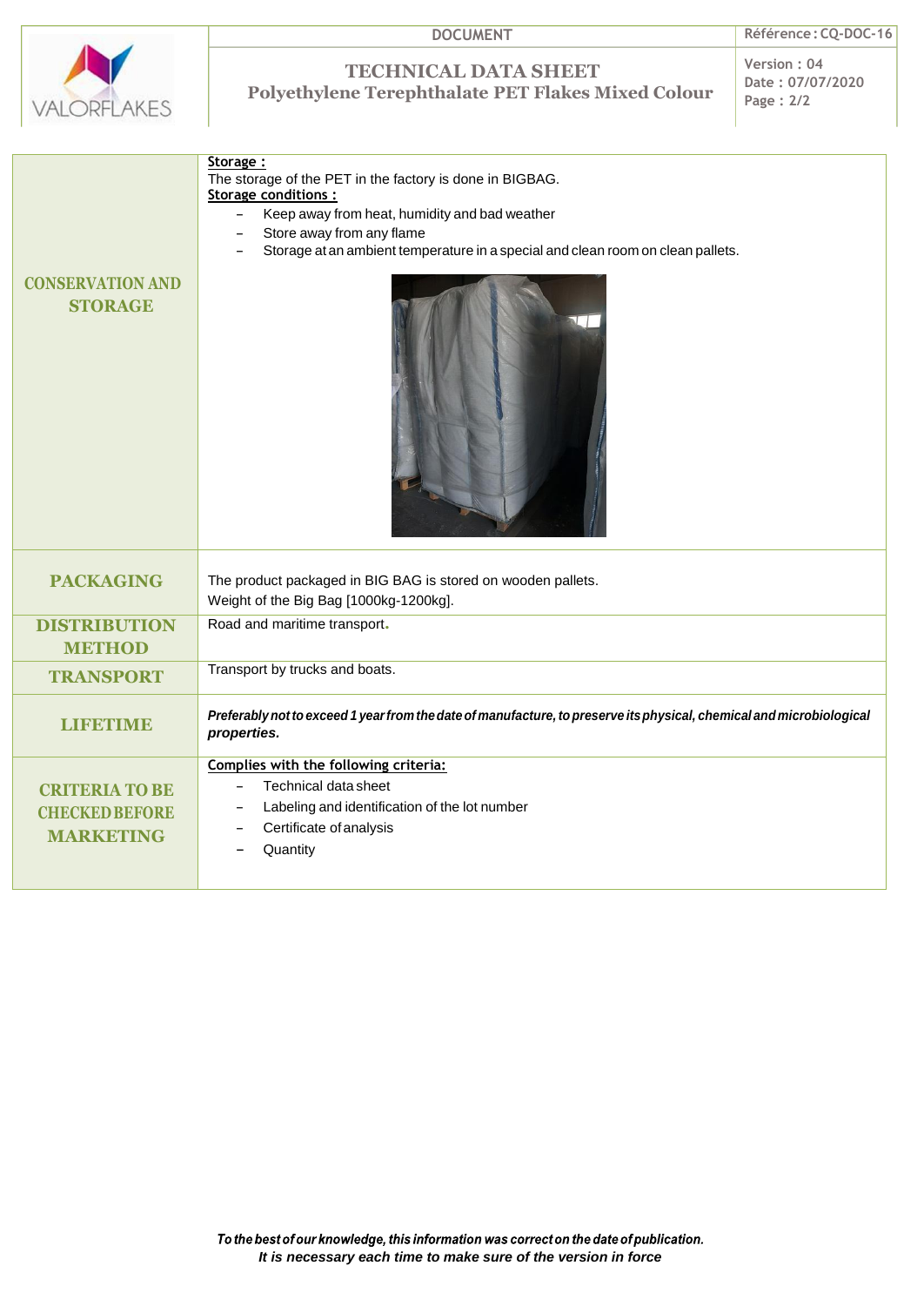| | |
|---|---|
| **CONSERVATION AND STORAGE** | **Storage :**<br>The storage of the PET in the factory is done in BIGBAG.<br>**Storage conditions :**<br>- Keep away from heat, humidity and bad weather<br>- Store away from any flame<br>- Storage at an ambient temperature in a special and clean room on clean pallets. |
| **PACKAGING** | The product packaged in BIG BAG is stored on wooden pallets.<br>Weight of the Big Bag [1000kg-1200kg]. |
| **DISTRIBUTION METHOD** | Road and maritime transport. |
| **TRANSPORT** | Transport by trucks and boats. |
| **LIFETIME** | ***Preferably not to exceed 1 year from the date of manufacture, to preserve its physical, chemical and microbiological properties.*** |
| **CRITERIA TO BE CHECKED BEFORE MARKETING** | **Complies with the following criteria:**<br>- Technical data sheet<br>- Labeling and identification of the lot number<br>- Certificate of analysis<br>- Quantity |

***To the best of our knowledge, this information was correct on the date of publication.***
***It is necessary each time to make sure of the version in force***